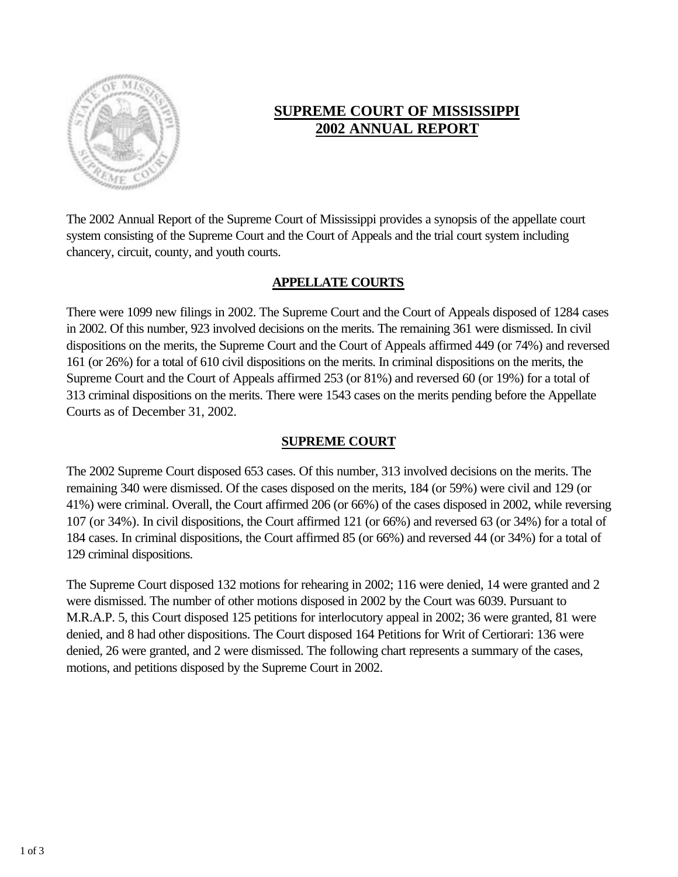# SUPREME COURT OF MISSISSIPPI
# 2002 ANNUAL REPORT

The 2002 Annual Report of the Supreme Court of Mississippi provides a synopsis of the appellate court system consisting of the Supreme Court and the Court of Appeals and the trial court system including chancery, circuit, county, and youth courts.

## APPELLATE COURTS

There were 1099 new filings in 2002. The Supreme Court and the Court of Appeals disposed of 1284 cases in 2002. Of this number, 923 involved decisions on the merits. The remaining 361 were dismissed. In civil dispositions on the merits, the Supreme Court and the Court of Appeals affirmed 449 (or 74%) and reversed 161 (or 26%) for a total of 610 civil dispositions on the merits. In criminal dispositions on the merits, the Supreme Court and the Court of Appeals affirmed 253 (or 81%) and reversed 60 (or 19%) for a total of 313 criminal dispositions on the merits. There were 1543 cases on the merits pending before the Appellate Courts as of December 31, 2002.

## SUPREME COURT

The 2002 Supreme Court disposed 653 cases. Of this number, 313 involved decisions on the merits. The remaining 340 were dismissed. Of the cases disposed on the merits, 184 (or 59%) were civil and 129 (or 41%) were criminal. Overall, the Court affirmed 206 (or 66%) of the cases disposed in 2002, while reversing 107 (or 34%). In civil dispositions, the Court affirmed 121 (or 66%) and reversed 63 (or 34%) for a total of 184 cases. In criminal dispositions, the Court affirmed 85 (or 66%) and reversed 44 (or 34%) for a total of 129 criminal dispositions.

The Supreme Court disposed 132 motions for rehearing in 2002; 116 were denied, 14 were granted and 2 were dismissed. The number of other motions disposed in 2002 by the Court was 6039. Pursuant to M.R.A.P. 5, this Court disposed 125 petitions for interlocutory appeal in 2002; 36 were granted, 81 were denied, and 8 had other dispositions. The Court disposed 164 Petitions for Writ of Certiorari: 136 were denied, 26 were granted, and 2 were dismissed. The following chart represents a summary of the cases, motions, and petitions disposed by the Supreme Court in 2002.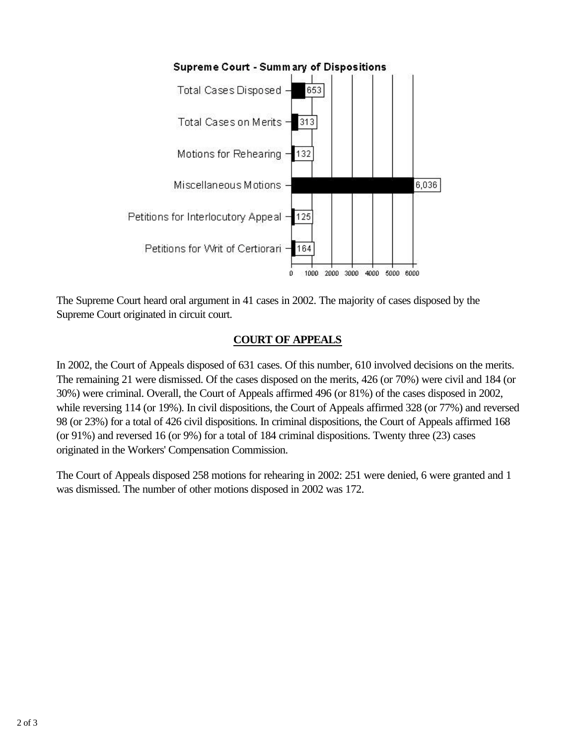**Supreme Court - Summary of Dispositions**

| Category | Number |
|---|---|
| Total Cases Disposed | 653 |
| Total Cases on Merits | 313 |
| Motions for Rehearing | 132 |
| Miscellaneous Motions | 6,036 |
| Petitions for Interlocutory Appeal | 125 |
| Petitions for Writ of Certiorari | 164 |

The Supreme Court heard oral argument in 41 cases in 2002. The majority of cases disposed by the Supreme Court originated in circuit court.

## COURT OF APPEALS

In 2002, the Court of Appeals disposed of 631 cases. Of this number, 610 involved decisions on the merits. The remaining 21 were dismissed. Of the cases disposed on the merits, 426 (or 70%) were civil and 184 (or 30%) were criminal. Overall, the Court of Appeals affirmed 496 (or 81%) of the cases disposed in 2002, while reversing 114 (or 19%). In civil dispositions, the Court of Appeals affirmed 328 (or 77%) and reversed 98 (or 23%) for a total of 426 civil dispositions. In criminal dispositions, the Court of Appeals affirmed 168 (or 91%) and reversed 16 (or 9%) for a total of 184 criminal dispositions. Twenty three (23) cases originated in the Workers' Compensation Commission.

The Court of Appeals disposed 258 motions for rehearing in 2002: 251 were denied, 6 were granted and 1 was dismissed. The number of other motions disposed in 2002 was 172.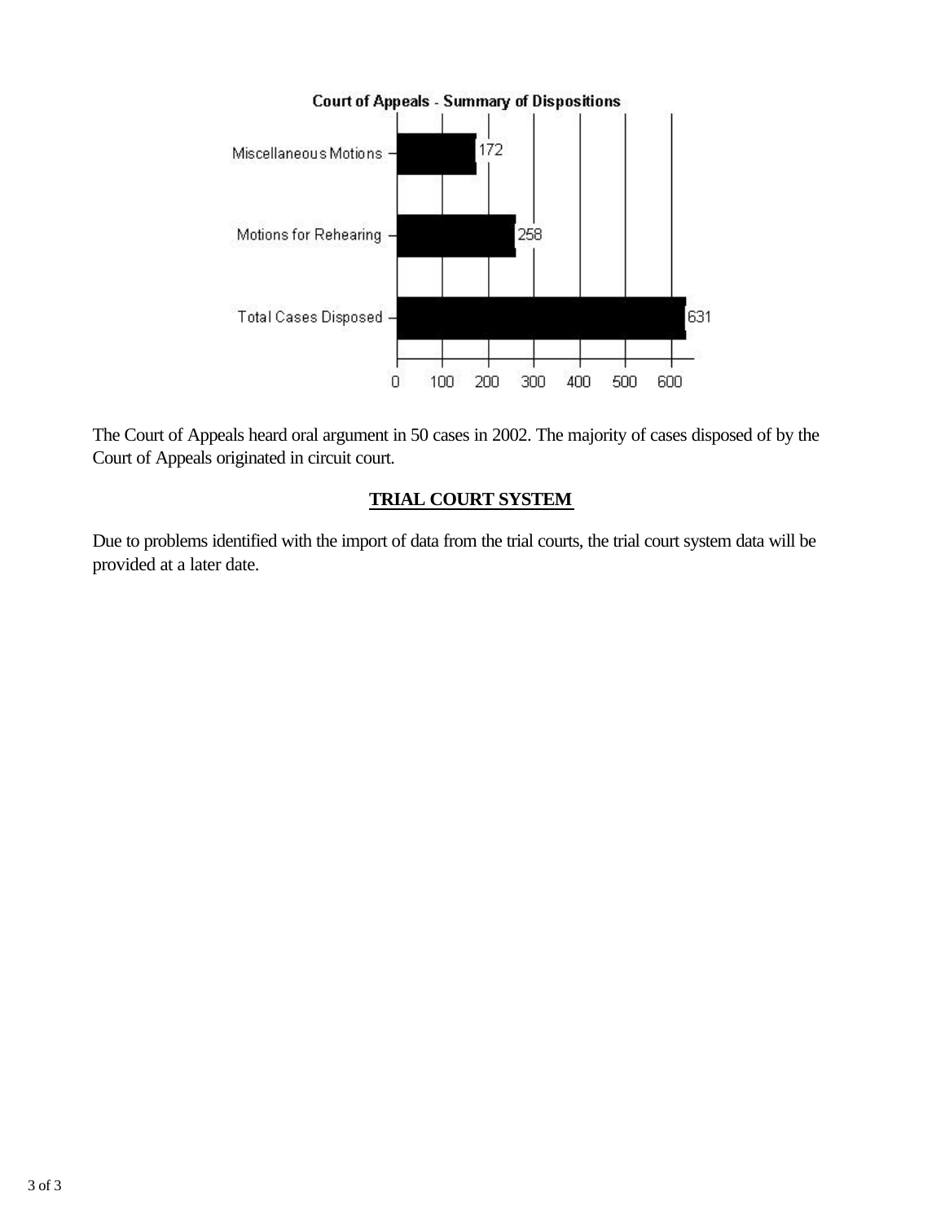Court of Appeals - Summary of Dispositions

Miscellaneous Motions
172

Motions for Rehearing
258

Total Cases Disposed
631

0 100 200 300 400 500 600

The Court of Appeals heard oral argument in 50 cases in 2002. The majority of cases disposed of by the Court of Appeals originated in circuit court.

## TRIAL COURT SYSTEM

Due to problems identified with the import of data from the trial courts, the trial court system data will be provided at a later date.